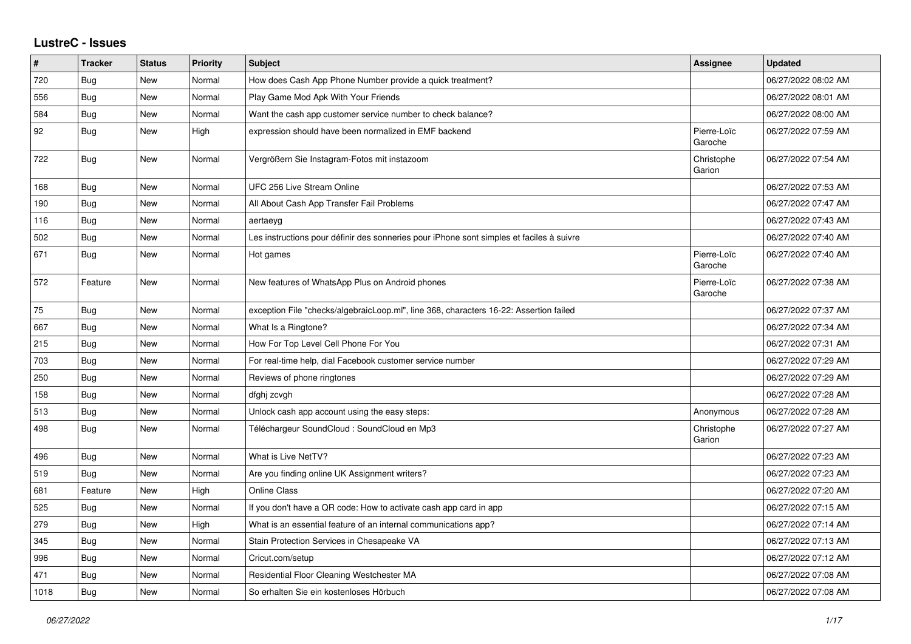## LustreC - Issues

| # | Tracker | Status | Priority | Subject | Assignee | Updated |
|---|---|---|---|---|---|---|
| 720 | Bug | New | Normal | How does Cash App Phone Number provide a quick treatment? | | 06/27/2022 08:02 AM |
| 556 | Bug | New | Normal | Play Game Mod Apk With Your Friends | | 06/27/2022 08:01 AM |
| 584 | Bug | New | Normal | Want the cash app customer service number to check balance? | | 06/27/2022 08:00 AM |
| 92 | Bug | New | High | expression should have been normalized in EMF backend | Pierre-Loïc Garoche | 06/27/2022 07:59 AM |
| 722 | Bug | New | Normal | Vergrößern Sie Instagram-Fotos mit instazoom | Christophe Garion | 06/27/2022 07:54 AM |
| 168 | Bug | New | Normal | UFC 256 Live Stream Online | | 06/27/2022 07:53 AM |
| 190 | Bug | New | Normal | All About Cash App Transfer Fail Problems | | 06/27/2022 07:47 AM |
| 116 | Bug | New | Normal | aertaeyg | | 06/27/2022 07:43 AM |
| 502 | Bug | New | Normal | Les instructions pour définir des sonneries pour iPhone sont simples et faciles à suivre | | 06/27/2022 07:40 AM |
| 671 | Bug | New | Normal | Hot games | Pierre-Loïc Garoche | 06/27/2022 07:40 AM |
| 572 | Feature | New | Normal | New features of WhatsApp Plus on Android phones | Pierre-Loïc Garoche | 06/27/2022 07:38 AM |
| 75 | Bug | New | Normal | exception File "checks/algebraicLoop.ml", line 368, characters 16-22: Assertion failed | | 06/27/2022 07:37 AM |
| 667 | Bug | New | Normal | What Is a Ringtone? | | 06/27/2022 07:34 AM |
| 215 | Bug | New | Normal | How For Top Level Cell Phone For You | | 06/27/2022 07:31 AM |
| 703 | Bug | New | Normal | For real-time help, dial Facebook customer service number | | 06/27/2022 07:29 AM |
| 250 | Bug | New | Normal | Reviews of phone ringtones | | 06/27/2022 07:29 AM |
| 158 | Bug | New | Normal | dfghj zcvgh | | 06/27/2022 07:28 AM |
| 513 | Bug | New | Normal | Unlock cash app account using the easy steps: | Anonymous | 06/27/2022 07:28 AM |
| 498 | Bug | New | Normal | Téléchargeur SoundCloud : SoundCloud en Mp3 | Christophe Garion | 06/27/2022 07:27 AM |
| 496 | Bug | New | Normal | What is Live NetTV? | | 06/27/2022 07:23 AM |
| 519 | Bug | New | Normal | Are you finding online UK Assignment writers? | | 06/27/2022 07:23 AM |
| 681 | Feature | New | High | Online Class | | 06/27/2022 07:20 AM |
| 525 | Bug | New | Normal | If you don't have a QR code: How to activate cash app card in app | | 06/27/2022 07:15 AM |
| 279 | Bug | New | High | What is an essential feature of an internal communications app? | | 06/27/2022 07:14 AM |
| 345 | Bug | New | Normal | Stain Protection Services in Chesapeake VA | | 06/27/2022 07:13 AM |
| 996 | Bug | New | Normal | Cricut.com/setup | | 06/27/2022 07:12 AM |
| 471 | Bug | New | Normal | Residential Floor Cleaning Westchester MA | | 06/27/2022 07:08 AM |
| 1018 | Bug | New | Normal | So erhalten Sie ein kostenloses Hörbuch | | 06/27/2022 07:08 AM |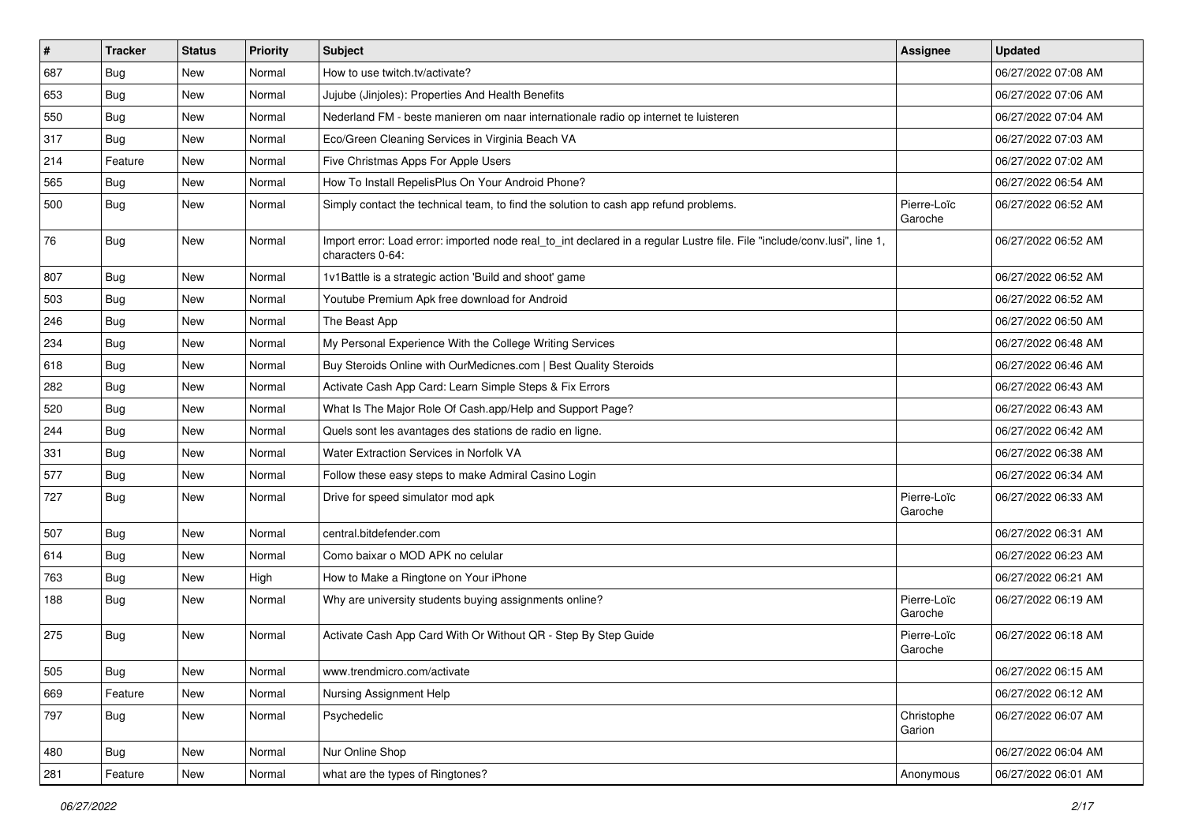| # | Tracker | Status | Priority | Subject | Assignee | Updated |
|---|---|---|---|---|---|---|
| 687 | Bug | New | Normal | How to use twitch.tv/activate? | | 06/27/2022 07:08 AM |
| 653 | Bug | New | Normal | Jujube (Jinjoles): Properties And Health Benefits | | 06/27/2022 07:06 AM |
| 550 | Bug | New | Normal | Nederland FM - beste manieren om naar internationale radio op internet te luisteren | | 06/27/2022 07:04 AM |
| 317 | Bug | New | Normal | Eco/Green Cleaning Services in Virginia Beach VA | | 06/27/2022 07:03 AM |
| 214 | Feature | New | Normal | Five Christmas Apps For Apple Users | | 06/27/2022 07:02 AM |
| 565 | Bug | New | Normal | How To Install RepelisPlus On Your Android Phone? | | 06/27/2022 06:54 AM |
| 500 | Bug | New | Normal | Simply contact the technical team, to find the solution to cash app refund problems. | Pierre-Loïc Garoche | 06/27/2022 06:52 AM |
| 76 | Bug | New | Normal | Import error: Load error: imported node real_to_int declared in a regular Lustre file. File "include/conv.lusi", line 1, characters 0-64: | | 06/27/2022 06:52 AM |
| 807 | Bug | New | Normal | 1v1Battle is a strategic action 'Build and shoot' game | | 06/27/2022 06:52 AM |
| 503 | Bug | New | Normal | Youtube Premium Apk free download for Android | | 06/27/2022 06:52 AM |
| 246 | Bug | New | Normal | The Beast App | | 06/27/2022 06:50 AM |
| 234 | Bug | New | Normal | My Personal Experience With the College Writing Services | | 06/27/2022 06:48 AM |
| 618 | Bug | New | Normal | Buy Steroids Online with OurMedicnes.com \| Best Quality Steroids | | 06/27/2022 06:46 AM |
| 282 | Bug | New | Normal | Activate Cash App Card: Learn Simple Steps & Fix Errors | | 06/27/2022 06:43 AM |
| 520 | Bug | New | Normal | What Is The Major Role Of Cash.app/Help and Support Page? | | 06/27/2022 06:43 AM |
| 244 | Bug | New | Normal | Quels sont les avantages des stations de radio en ligne. | | 06/27/2022 06:42 AM |
| 331 | Bug | New | Normal | Water Extraction Services in Norfolk VA | | 06/27/2022 06:38 AM |
| 577 | Bug | New | Normal | Follow these easy steps to make Admiral Casino Login | | 06/27/2022 06:34 AM |
| 727 | Bug | New | Normal | Drive for speed simulator mod apk | Pierre-Loïc Garoche | 06/27/2022 06:33 AM |
| 507 | Bug | New | Normal | central.bitdefender.com | | 06/27/2022 06:31 AM |
| 614 | Bug | New | Normal | Como baixar o MOD APK no celular | | 06/27/2022 06:23 AM |
| 763 | Bug | New | High | How to Make a Ringtone on Your iPhone | | 06/27/2022 06:21 AM |
| 188 | Bug | New | Normal | Why are university students buying assignments online? | Pierre-Loïc Garoche | 06/27/2022 06:19 AM |
| 275 | Bug | New | Normal | Activate Cash App Card With Or Without QR - Step By Step Guide | Pierre-Loïc Garoche | 06/27/2022 06:18 AM |
| 505 | Bug | New | Normal | www.trendmicro.com/activate | | 06/27/2022 06:15 AM |
| 669 | Feature | New | Normal | Nursing Assignment Help | | 06/27/2022 06:12 AM |
| 797 | Bug | New | Normal | Psychedelic | Christophe Garion | 06/27/2022 06:07 AM |
| 480 | Bug | New | Normal | Nur Online Shop | | 06/27/2022 06:04 AM |
| 281 | Feature | New | Normal | what are the types of Ringtones? | Anonymous | 06/27/2022 06:01 AM |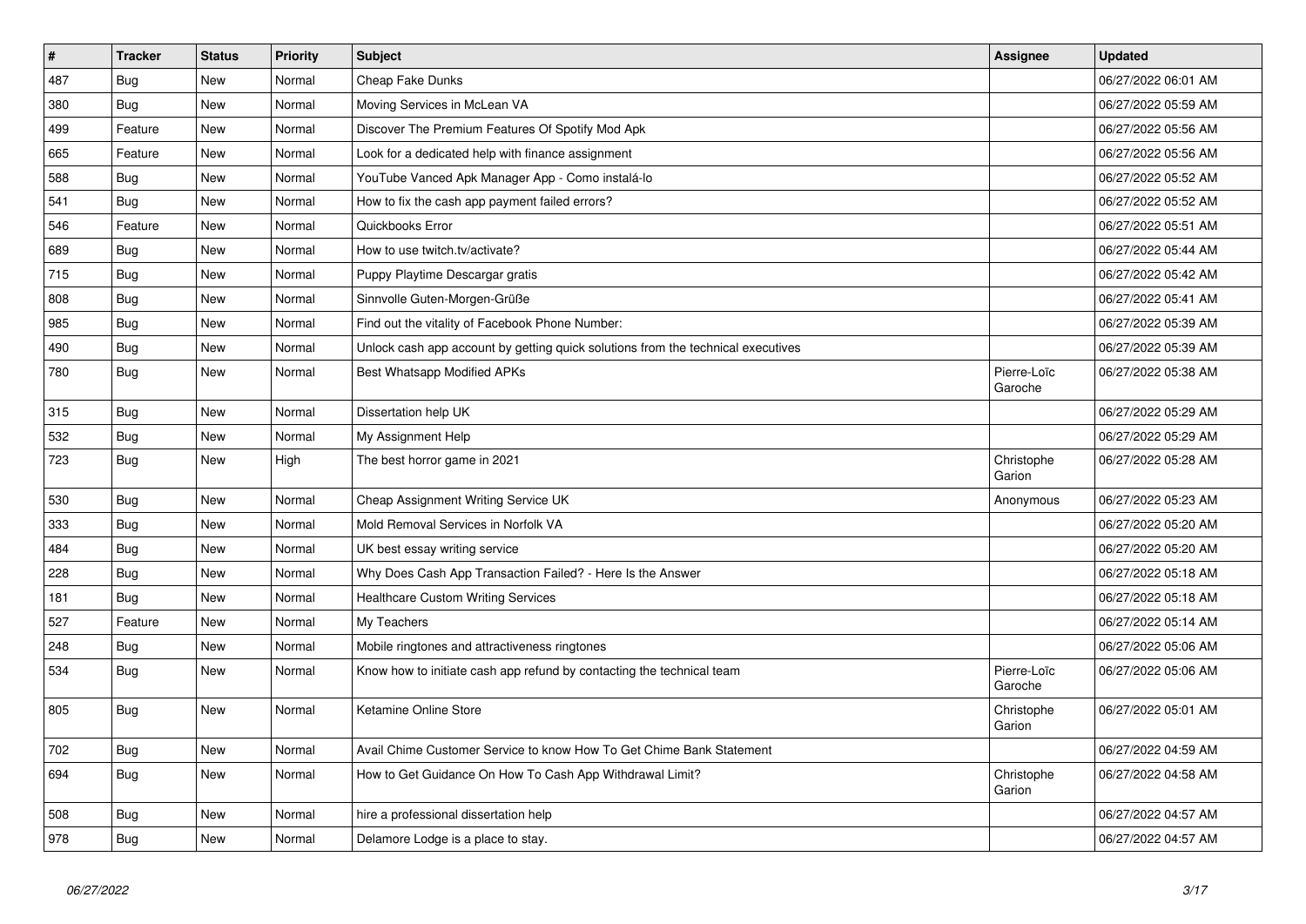| # | Tracker | Status | Priority | Subject | Assignee | Updated |
|---|---|---|---|---|---|---|
| 487 | Bug | New | Normal | Cheap Fake Dunks | | 06/27/2022 06:01 AM |
| 380 | Bug | New | Normal | Moving Services in McLean VA | | 06/27/2022 05:59 AM |
| 499 | Feature | New | Normal | Discover The Premium Features Of Spotify Mod Apk | | 06/27/2022 05:56 AM |
| 665 | Feature | New | Normal | Look for a dedicated help with finance assignment | | 06/27/2022 05:56 AM |
| 588 | Bug | New | Normal | YouTube Vanced Apk Manager App - Como instalá-lo | | 06/27/2022 05:52 AM |
| 541 | Bug | New | Normal | How to fix the cash app payment failed errors? | | 06/27/2022 05:52 AM |
| 546 | Feature | New | Normal | Quickbooks Error | | 06/27/2022 05:51 AM |
| 689 | Bug | New | Normal | How to use twitch.tv/activate? | | 06/27/2022 05:44 AM |
| 715 | Bug | New | Normal | Puppy Playtime Descargar gratis | | 06/27/2022 05:42 AM |
| 808 | Bug | New | Normal | Sinnvolle Guten-Morgen-Grüße | | 06/27/2022 05:41 AM |
| 985 | Bug | New | Normal | Find out the vitality of Facebook Phone Number: | | 06/27/2022 05:39 AM |
| 490 | Bug | New | Normal | Unlock cash app account by getting quick solutions from the technical executives | | 06/27/2022 05:39 AM |
| 780 | Bug | New | Normal | Best Whatsapp Modified APKs | Pierre-Loïc Garoche | 06/27/2022 05:38 AM |
| 315 | Bug | New | Normal | Dissertation help UK | | 06/27/2022 05:29 AM |
| 532 | Bug | New | Normal | My Assignment Help | | 06/27/2022 05:29 AM |
| 723 | Bug | New | High | The best horror game in 2021 | Christophe Garion | 06/27/2022 05:28 AM |
| 530 | Bug | New | Normal | Cheap Assignment Writing Service UK | Anonymous | 06/27/2022 05:23 AM |
| 333 | Bug | New | Normal | Mold Removal Services in Norfolk VA | | 06/27/2022 05:20 AM |
| 484 | Bug | New | Normal | UK best essay writing service | | 06/27/2022 05:20 AM |
| 228 | Bug | New | Normal | Why Does Cash App Transaction Failed? - Here Is the Answer | | 06/27/2022 05:18 AM |
| 181 | Bug | New | Normal | Healthcare Custom Writing Services | | 06/27/2022 05:18 AM |
| 527 | Feature | New | Normal | My Teachers | | 06/27/2022 05:14 AM |
| 248 | Bug | New | Normal | Mobile ringtones and attractiveness ringtones | | 06/27/2022 05:06 AM |
| 534 | Bug | New | Normal | Know how to initiate cash app refund by contacting the technical team | Pierre-Loïc Garoche | 06/27/2022 05:06 AM |
| 805 | Bug | New | Normal | Ketamine Online Store | Christophe Garion | 06/27/2022 05:01 AM |
| 702 | Bug | New | Normal | Avail Chime Customer Service to know How To Get Chime Bank Statement | | 06/27/2022 04:59 AM |
| 694 | Bug | New | Normal | How to Get Guidance On How To Cash App Withdrawal Limit? | Christophe Garion | 06/27/2022 04:58 AM |
| 508 | Bug | New | Normal | hire a professional dissertation help | | 06/27/2022 04:57 AM |
| 978 | Bug | New | Normal | Delamore Lodge is a place to stay. | | 06/27/2022 04:57 AM |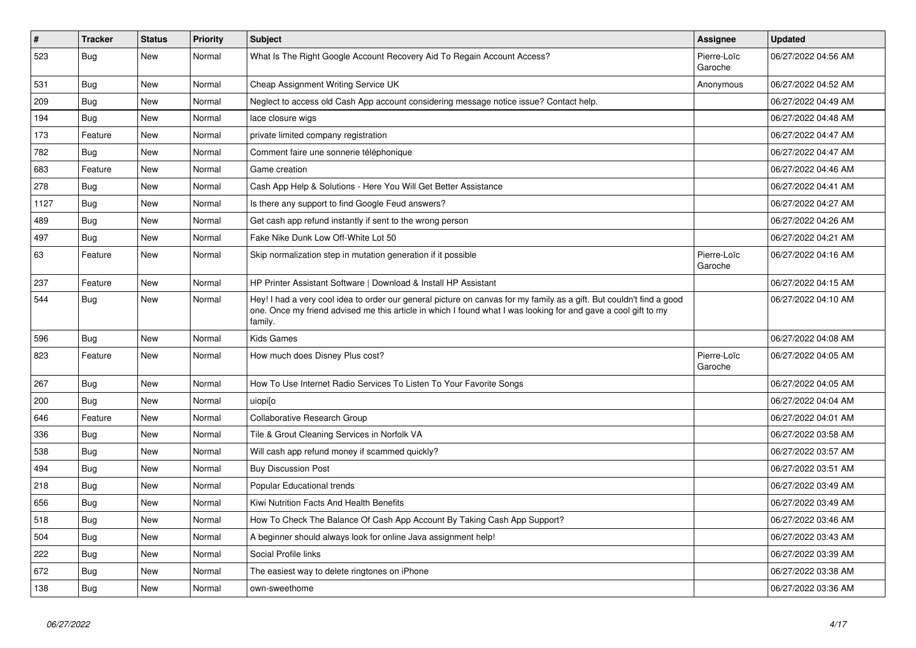| # | Tracker | Status | Priority | Subject | Assignee | Updated |
|---|---|---|---|---|---|---|
| 523 | Bug | New | Normal | What Is The Right Google Account Recovery Aid To Regain Account Access? | Pierre-Loïc Garoche | 06/27/2022 04:56 AM |
| 531 | Bug | New | Normal | Cheap Assignment Writing Service UK | Anonymous | 06/27/2022 04:52 AM |
| 209 | Bug | New | Normal | Neglect to access old Cash App account considering message notice issue? Contact help. | | 06/27/2022 04:49 AM |
| 194 | Bug | New | Normal | lace closure wigs | | 06/27/2022 04:48 AM |
| 173 | Feature | New | Normal | private limited company registration | | 06/27/2022 04:47 AM |
| 782 | Bug | New | Normal | Comment faire une sonnerie téléphonique | | 06/27/2022 04:47 AM |
| 683 | Feature | New | Normal | Game creation | | 06/27/2022 04:46 AM |
| 278 | Bug | New | Normal | Cash App Help & Solutions - Here You Will Get Better Assistance | | 06/27/2022 04:41 AM |
| 1127 | Bug | New | Normal | Is there any support to find Google Feud answers? | | 06/27/2022 04:27 AM |
| 489 | Bug | New | Normal | Get cash app refund instantly if sent to the wrong person | | 06/27/2022 04:26 AM |
| 497 | Bug | New | Normal | Fake Nike Dunk Low Off-White Lot 50 | | 06/27/2022 04:21 AM |
| 63 | Feature | New | Normal | Skip normalization step in mutation generation if it possible | Pierre-Loïc Garoche | 06/27/2022 04:16 AM |
| 237 | Feature | New | Normal | HP Printer Assistant Software \| Download & Install HP Assistant | | 06/27/2022 04:15 AM |
| 544 | Bug | New | Normal | Hey! I had a very cool idea to order our general picture on canvas for my family as a gift. But couldn't find a good one. Once my friend advised me this article in which I found what I was looking for and gave a cool gift to my family. | | 06/27/2022 04:10 AM |
| 596 | Bug | New | Normal | Kids Games | | 06/27/2022 04:08 AM |
| 823 | Feature | New | Normal | How much does Disney Plus cost? | Pierre-Loïc Garoche | 06/27/2022 04:05 AM |
| 267 | Bug | New | Normal | How To Use Internet Radio Services To Listen To Your Favorite Songs | | 06/27/2022 04:05 AM |
| 200 | Bug | New | Normal | uiopi[o | | 06/27/2022 04:04 AM |
| 646 | Feature | New | Normal | Collaborative Research Group | | 06/27/2022 04:01 AM |
| 336 | Bug | New | Normal | Tile & Grout Cleaning Services in Norfolk VA | | 06/27/2022 03:58 AM |
| 538 | Bug | New | Normal | Will cash app refund money if scammed quickly? | | 06/27/2022 03:57 AM |
| 494 | Bug | New | Normal | Buy Discussion Post | | 06/27/2022 03:51 AM |
| 218 | Bug | New | Normal | Popular Educational trends | | 06/27/2022 03:49 AM |
| 656 | Bug | New | Normal | Kiwi Nutrition Facts And Health Benefits | | 06/27/2022 03:49 AM |
| 518 | Bug | New | Normal | How To Check The Balance Of Cash App Account By Taking Cash App Support? | | 06/27/2022 03:46 AM |
| 504 | Bug | New | Normal | A beginner should always look for online Java assignment help! | | 06/27/2022 03:43 AM |
| 222 | Bug | New | Normal | Social Profile links | | 06/27/2022 03:39 AM |
| 672 | Bug | New | Normal | The easiest way to delete ringtones on iPhone | | 06/27/2022 03:38 AM |
| 138 | Bug | New | Normal | own-sweethome | | 06/27/2022 03:36 AM |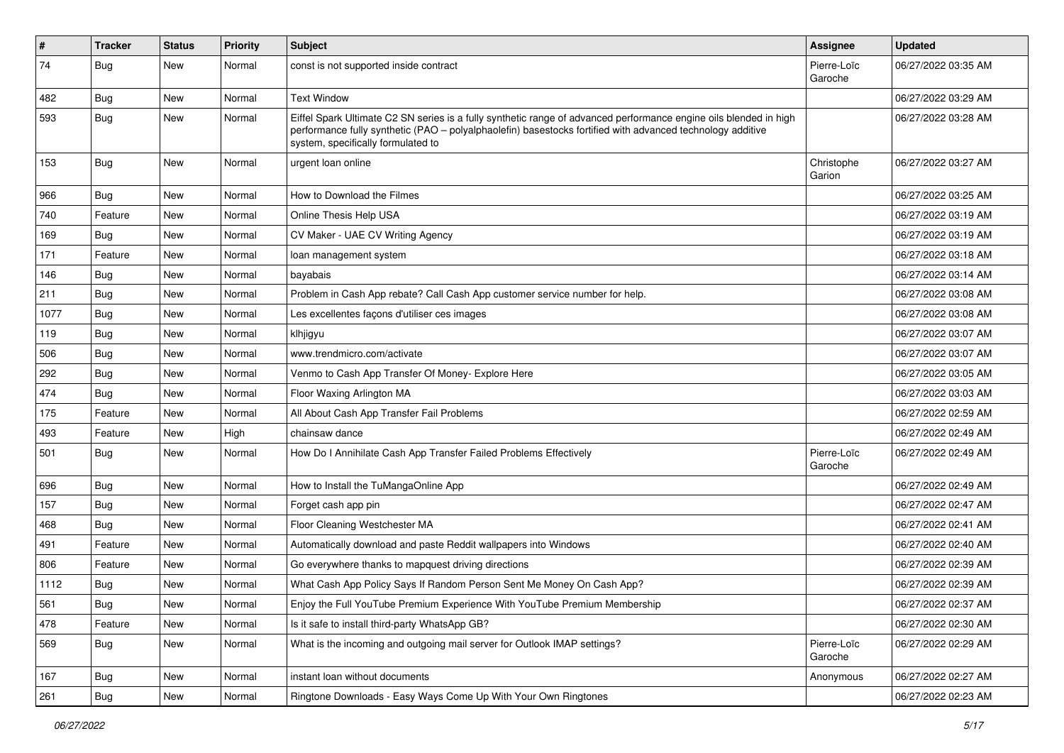| # | Tracker | Status | Priority | Subject | Assignee | Updated |
| --- | --- | --- | --- | --- | --- | --- |
| 74 | Bug | New | Normal | const is not supported inside contract | Pierre-Loïc Garoche | 06/27/2022 03:35 AM |
| 482 | Bug | New | Normal | Text Window | | 06/27/2022 03:29 AM |
| 593 | Bug | New | Normal | Eiffel Spark Ultimate C2 SN series is a fully synthetic range of advanced performance engine oils blended in high performance fully synthetic (PAO – polyalphaolefin) basestocks fortified with advanced technology additive system, specifically formulated to | | 06/27/2022 03:28 AM |
| 153 | Bug | New | Normal | urgent loan online | Christophe Garion | 06/27/2022 03:27 AM |
| 966 | Bug | New | Normal | How to Download the Filmes | | 06/27/2022 03:25 AM |
| 740 | Feature | New | Normal | Online Thesis Help USA | | 06/27/2022 03:19 AM |
| 169 | Bug | New | Normal | CV Maker - UAE CV Writing Agency | | 06/27/2022 03:19 AM |
| 171 | Feature | New | Normal | loan management system | | 06/27/2022 03:18 AM |
| 146 | Bug | New | Normal | bayabais | | 06/27/2022 03:14 AM |
| 211 | Bug | New | Normal | Problem in Cash App rebate? Call Cash App customer service number for help. | | 06/27/2022 03:08 AM |
| 1077 | Bug | New | Normal | Les excellentes façons d'utiliser ces images | | 06/27/2022 03:08 AM |
| 119 | Bug | New | Normal | klhjigyu | | 06/27/2022 03:07 AM |
| 506 | Bug | New | Normal | www.trendmicro.com/activate | | 06/27/2022 03:07 AM |
| 292 | Bug | New | Normal | Venmo to Cash App Transfer Of Money- Explore Here | | 06/27/2022 03:05 AM |
| 474 | Bug | New | Normal | Floor Waxing Arlington MA | | 06/27/2022 03:03 AM |
| 175 | Feature | New | Normal | All About Cash App Transfer Fail Problems | | 06/27/2022 02:59 AM |
| 493 | Feature | New | High | chainsaw dance | | 06/27/2022 02:49 AM |
| 501 | Bug | New | Normal | How Do I Annihilate Cash App Transfer Failed Problems Effectively | Pierre-Loïc Garoche | 06/27/2022 02:49 AM |
| 696 | Bug | New | Normal | How to Install the TuMangaOnline App | | 06/27/2022 02:49 AM |
| 157 | Bug | New | Normal | Forget cash app pin | | 06/27/2022 02:47 AM |
| 468 | Bug | New | Normal | Floor Cleaning Westchester MA | | 06/27/2022 02:41 AM |
| 491 | Feature | New | Normal | Automatically download and paste Reddit wallpapers into Windows | | 06/27/2022 02:40 AM |
| 806 | Feature | New | Normal | Go everywhere thanks to mapquest driving directions | | 06/27/2022 02:39 AM |
| 1112 | Bug | New | Normal | What Cash App Policy Says If Random Person Sent Me Money On Cash App? | | 06/27/2022 02:39 AM |
| 561 | Bug | New | Normal | Enjoy the Full YouTube Premium Experience With YouTube Premium Membership | | 06/27/2022 02:37 AM |
| 478 | Feature | New | Normal | Is it safe to install third-party WhatsApp GB? | | 06/27/2022 02:30 AM |
| 569 | Bug | New | Normal | What is the incoming and outgoing mail server for Outlook IMAP settings? | Pierre-Loïc Garoche | 06/27/2022 02:29 AM |
| 167 | Bug | New | Normal | instant loan without documents | Anonymous | 06/27/2022 02:27 AM |
| 261 | Bug | New | Normal | Ringtone Downloads - Easy Ways Come Up With Your Own Ringtones | | 06/27/2022 02:23 AM |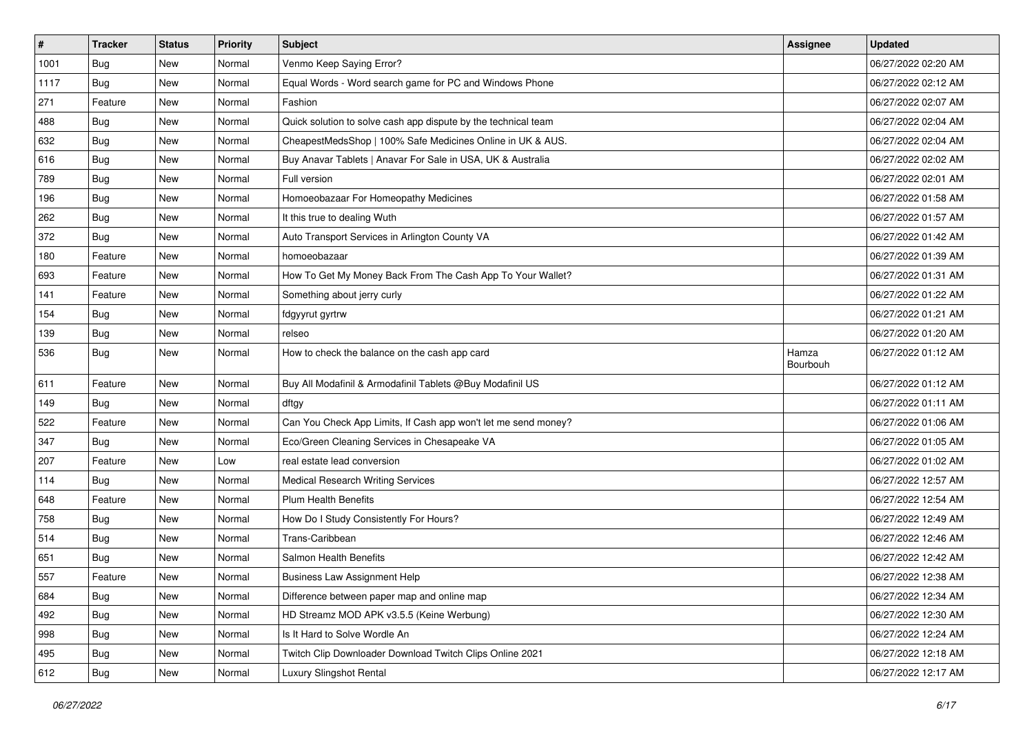| # | Tracker | Status | Priority | Subject | Assignee | Updated |
|---|---|---|---|---|---|---|
| 1001 | Bug | New | Normal | Venmo Keep Saying Error? | | 06/27/2022 02:20 AM |
| 1117 | Bug | New | Normal | Equal Words - Word search game for PC and Windows Phone | | 06/27/2022 02:12 AM |
| 271 | Feature | New | Normal | Fashion | | 06/27/2022 02:07 AM |
| 488 | Bug | New | Normal | Quick solution to solve cash app dispute by the technical team | | 06/27/2022 02:04 AM |
| 632 | Bug | New | Normal | CheapestMedsShop \| 100% Safe Medicines Online in UK & AUS. | | 06/27/2022 02:04 AM |
| 616 | Bug | New | Normal | Buy Anavar Tablets \| Anavar For Sale in USA, UK & Australia | | 06/27/2022 02:02 AM |
| 789 | Bug | New | Normal | Full version | | 06/27/2022 02:01 AM |
| 196 | Bug | New | Normal | Homoeobazaar For Homeopathy Medicines | | 06/27/2022 01:58 AM |
| 262 | Bug | New | Normal | It this true to dealing Wuth | | 06/27/2022 01:57 AM |
| 372 | Bug | New | Normal | Auto Transport Services in Arlington County VA | | 06/27/2022 01:42 AM |
| 180 | Feature | New | Normal | homoeobazaar | | 06/27/2022 01:39 AM |
| 693 | Feature | New | Normal | How To Get My Money Back From The Cash App To Your Wallet? | | 06/27/2022 01:31 AM |
| 141 | Feature | New | Normal | Something about jerry curly | | 06/27/2022 01:22 AM |
| 154 | Bug | New | Normal | fdgyyrut gyrtrw | | 06/27/2022 01:21 AM |
| 139 | Bug | New | Normal | relseo | | 06/27/2022 01:20 AM |
| 536 | Bug | New | Normal | How to check the balance on the cash app card | Hamza Bourbouh | 06/27/2022 01:12 AM |
| 611 | Feature | New | Normal | Buy All Modafinil & Armodafinil Tablets @Buy Modafinil US | | 06/27/2022 01:12 AM |
| 149 | Bug | New | Normal | dftgy | | 06/27/2022 01:11 AM |
| 522 | Feature | New | Normal | Can You Check App Limits, If Cash app won't let me send money? | | 06/27/2022 01:06 AM |
| 347 | Bug | New | Normal | Eco/Green Cleaning Services in Chesapeake VA | | 06/27/2022 01:05 AM |
| 207 | Feature | New | Low | real estate lead conversion | | 06/27/2022 01:02 AM |
| 114 | Bug | New | Normal | Medical Research Writing Services | | 06/27/2022 12:57 AM |
| 648 | Feature | New | Normal | Plum Health Benefits | | 06/27/2022 12:54 AM |
| 758 | Bug | New | Normal | How Do I Study Consistently For Hours? | | 06/27/2022 12:49 AM |
| 514 | Bug | New | Normal | Trans-Caribbean | | 06/27/2022 12:46 AM |
| 651 | Bug | New | Normal | Salmon Health Benefits | | 06/27/2022 12:42 AM |
| 557 | Feature | New | Normal | Business Law Assignment Help | | 06/27/2022 12:38 AM |
| 684 | Bug | New | Normal | Difference between paper map and online map | | 06/27/2022 12:34 AM |
| 492 | Bug | New | Normal | HD Streamz MOD APK v3.5.5 (Keine Werbung) | | 06/27/2022 12:30 AM |
| 998 | Bug | New | Normal | Is It Hard to Solve Wordle An | | 06/27/2022 12:24 AM |
| 495 | Bug | New | Normal | Twitch Clip Downloader Download Twitch Clips Online 2021 | | 06/27/2022 12:18 AM |
| 612 | Bug | New | Normal | Luxury Slingshot Rental | | 06/27/2022 12:17 AM |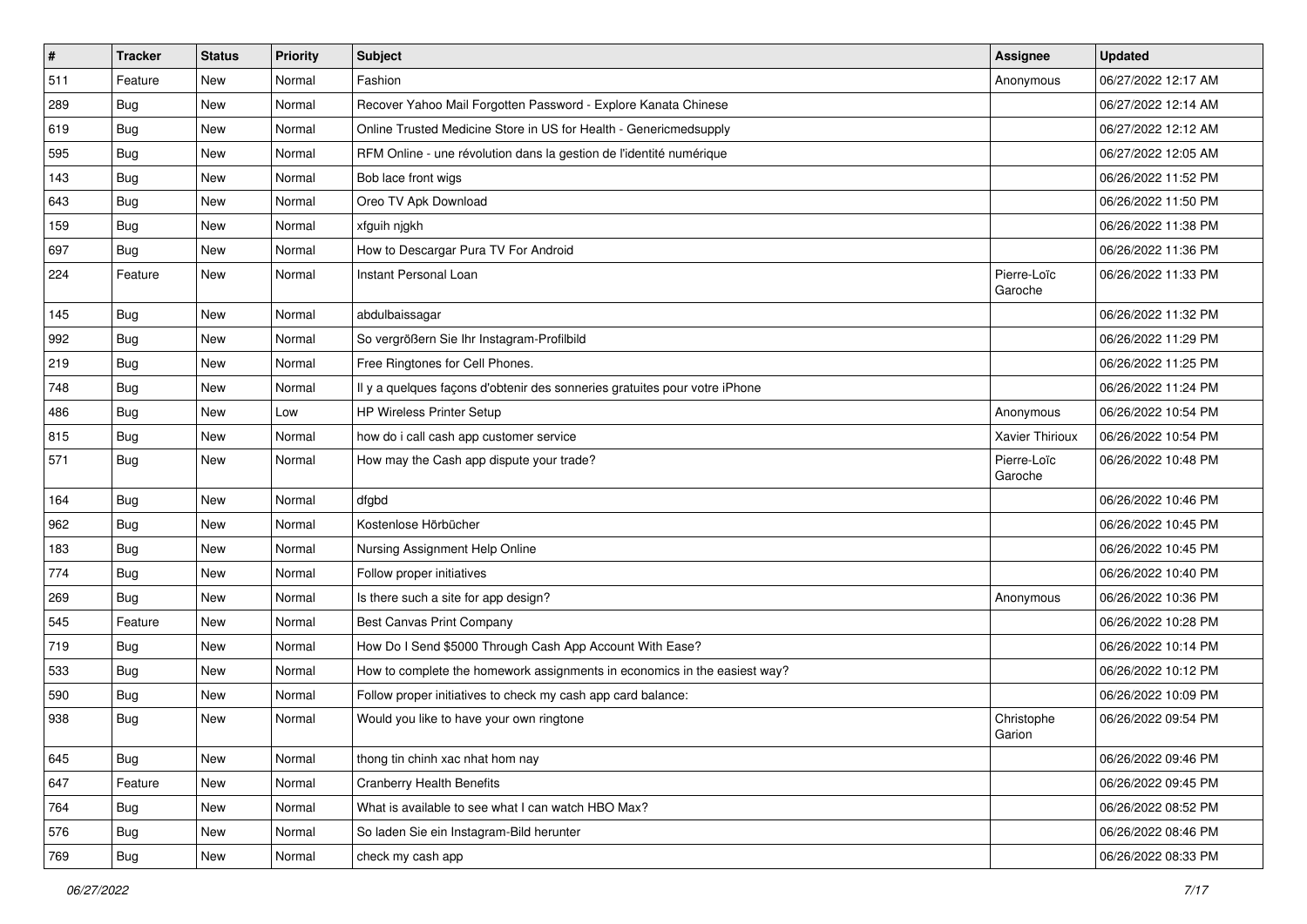| # | Tracker | Status | Priority | Subject | Assignee | Updated |
|---|---|---|---|---|---|---|
| 511 | Feature | New | Normal | Fashion | Anonymous | 06/27/2022 12:17 AM |
| 289 | Bug | New | Normal | Recover Yahoo Mail Forgotten Password - Explore Kanata Chinese | | 06/27/2022 12:14 AM |
| 619 | Bug | New | Normal | Online Trusted Medicine Store in US for Health - Genericmedsupply | | 06/27/2022 12:12 AM |
| 595 | Bug | New | Normal | RFM Online - une révolution dans la gestion de l'identité numérique | | 06/27/2022 12:05 AM |
| 143 | Bug | New | Normal | Bob lace front wigs | | 06/26/2022 11:52 PM |
| 643 | Bug | New | Normal | Oreo TV Apk Download | | 06/26/2022 11:50 PM |
| 159 | Bug | New | Normal | xfguih njgkh | | 06/26/2022 11:38 PM |
| 697 | Bug | New | Normal | How to Descargar Pura TV For Android | | 06/26/2022 11:36 PM |
| 224 | Feature | New | Normal | Instant Personal Loan | Pierre-Loïc Garoche | 06/26/2022 11:33 PM |
| 145 | Bug | New | Normal | abdulbaissagar | | 06/26/2022 11:32 PM |
| 992 | Bug | New | Normal | So vergrößern Sie Ihr Instagram-Profilbild | | 06/26/2022 11:29 PM |
| 219 | Bug | New | Normal | Free Ringtones for Cell Phones. | | 06/26/2022 11:25 PM |
| 748 | Bug | New | Normal | Il y a quelques façons d'obtenir des sonneries gratuites pour votre iPhone | | 06/26/2022 11:24 PM |
| 486 | Bug | New | Low | HP Wireless Printer Setup | Anonymous | 06/26/2022 10:54 PM |
| 815 | Bug | New | Normal | how do i call cash app customer service | Xavier Thirioux | 06/26/2022 10:54 PM |
| 571 | Bug | New | Normal | How may the Cash app dispute your trade? | Pierre-Loïc Garoche | 06/26/2022 10:48 PM |
| 164 | Bug | New | Normal | dfgbd | | 06/26/2022 10:46 PM |
| 962 | Bug | New | Normal | Kostenlose Hörbücher | | 06/26/2022 10:45 PM |
| 183 | Bug | New | Normal | Nursing Assignment Help Online | | 06/26/2022 10:45 PM |
| 774 | Bug | New | Normal | Follow proper initiatives | | 06/26/2022 10:40 PM |
| 269 | Bug | New | Normal | Is there such a site for app design? | Anonymous | 06/26/2022 10:36 PM |
| 545 | Feature | New | Normal | Best Canvas Print Company | | 06/26/2022 10:28 PM |
| 719 | Bug | New | Normal | How Do I Send $5000 Through Cash App Account With Ease? | | 06/26/2022 10:14 PM |
| 533 | Bug | New | Normal | How to complete the homework assignments in economics in the easiest way? | | 06/26/2022 10:12 PM |
| 590 | Bug | New | Normal | Follow proper initiatives to check my cash app card balance: | | 06/26/2022 10:09 PM |
| 938 | Bug | New | Normal | Would you like to have your own ringtone | Christophe Garion | 06/26/2022 09:54 PM |
| 645 | Bug | New | Normal | thong tin chinh xac nhat hom nay | | 06/26/2022 09:46 PM |
| 647 | Feature | New | Normal | Cranberry Health Benefits | | 06/26/2022 09:45 PM |
| 764 | Bug | New | Normal | What is available to see what I can watch HBO Max? | | 06/26/2022 08:52 PM |
| 576 | Bug | New | Normal | So laden Sie ein Instagram-Bild herunter | | 06/26/2022 08:46 PM |
| 769 | Bug | New | Normal | check my cash app | | 06/26/2022 08:33 PM |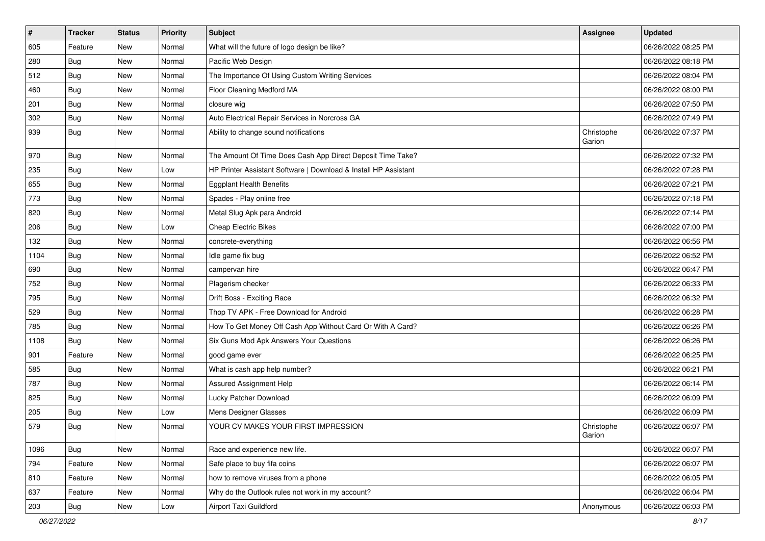| # | Tracker | Status | Priority | Subject | Assignee | Updated |
|---|---|---|---|---|---|---|
| 605 | Feature | New | Normal | What will the future of logo design be like? | | 06/26/2022 08:25 PM |
| 280 | Bug | New | Normal | Pacific Web Design | | 06/26/2022 08:18 PM |
| 512 | Bug | New | Normal | The Importance Of Using Custom Writing Services | | 06/26/2022 08:04 PM |
| 460 | Bug | New | Normal | Floor Cleaning Medford MA | | 06/26/2022 08:00 PM |
| 201 | Bug | New | Normal | closure wig | | 06/26/2022 07:50 PM |
| 302 | Bug | New | Normal | Auto Electrical Repair Services in Norcross GA | | 06/26/2022 07:49 PM |
| 939 | Bug | New | Normal | Ability to change sound notifications | Christophe Garion | 06/26/2022 07:37 PM |
| 970 | Bug | New | Normal | The Amount Of Time Does Cash App Direct Deposit Time Take? | | 06/26/2022 07:32 PM |
| 235 | Bug | New | Low | HP Printer Assistant Software \| Download & Install HP Assistant | | 06/26/2022 07:28 PM |
| 655 | Bug | New | Normal | Eggplant Health Benefits | | 06/26/2022 07:21 PM |
| 773 | Bug | New | Normal | Spades - Play online free | | 06/26/2022 07:18 PM |
| 820 | Bug | New | Normal | Metal Slug Apk para Android | | 06/26/2022 07:14 PM |
| 206 | Bug | New | Low | Cheap Electric Bikes | | 06/26/2022 07:00 PM |
| 132 | Bug | New | Normal | concrete-everything | | 06/26/2022 06:56 PM |
| 1104 | Bug | New | Normal | Idle game fix bug | | 06/26/2022 06:52 PM |
| 690 | Bug | New | Normal | campervan hire | | 06/26/2022 06:47 PM |
| 752 | Bug | New | Normal | Plagerism checker | | 06/26/2022 06:33 PM |
| 795 | Bug | New | Normal | Drift Boss - Exciting Race | | 06/26/2022 06:32 PM |
| 529 | Bug | New | Normal | Thop TV APK - Free Download for Android | | 06/26/2022 06:28 PM |
| 785 | Bug | New | Normal | How To Get Money Off Cash App Without Card Or With A Card? | | 06/26/2022 06:26 PM |
| 1108 | Bug | New | Normal | Six Guns Mod Apk Answers Your Questions | | 06/26/2022 06:26 PM |
| 901 | Feature | New | Normal | good game ever | | 06/26/2022 06:25 PM |
| 585 | Bug | New | Normal | What is cash app help number? | | 06/26/2022 06:21 PM |
| 787 | Bug | New | Normal | Assured Assignment Help | | 06/26/2022 06:14 PM |
| 825 | Bug | New | Normal | Lucky Patcher Download | | 06/26/2022 06:09 PM |
| 205 | Bug | New | Low | Mens Designer Glasses | | 06/26/2022 06:09 PM |
| 579 | Bug | New | Normal | YOUR CV MAKES YOUR FIRST IMPRESSION | Christophe Garion | 06/26/2022 06:07 PM |
| 1096 | Bug | New | Normal | Race and experience new life. | | 06/26/2022 06:07 PM |
| 794 | Feature | New | Normal | Safe place to buy fifa coins | | 06/26/2022 06:07 PM |
| 810 | Feature | New | Normal | how to remove viruses from a phone | | 06/26/2022 06:05 PM |
| 637 | Feature | New | Normal | Why do the Outlook rules not work in my account? | | 06/26/2022 06:04 PM |
| 203 | Bug | New | Low | Airport Taxi Guildford | Anonymous | 06/26/2022 06:03 PM |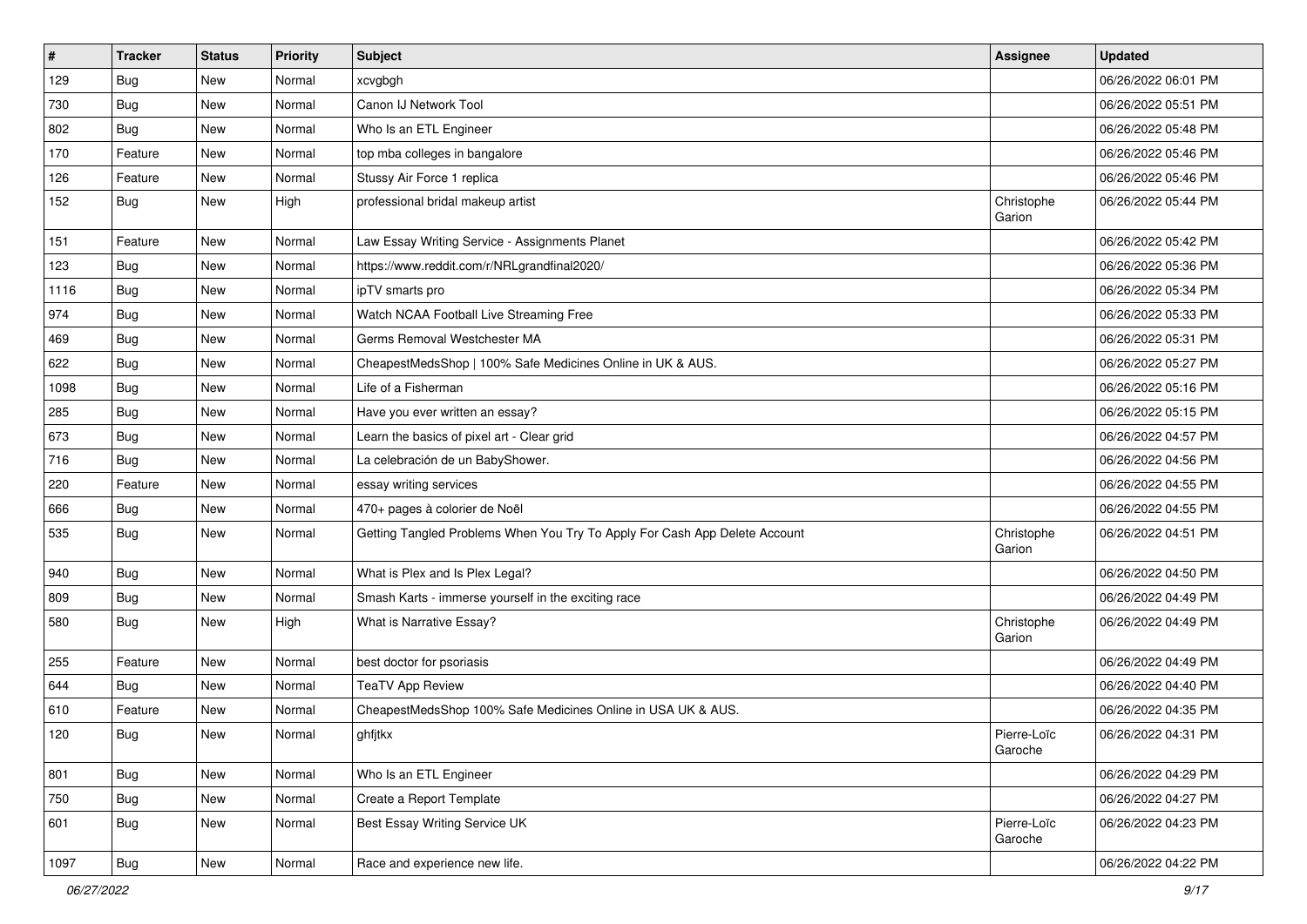| # | Tracker | Status | Priority | Subject | Assignee | Updated |
|---|---|---|---|---|---|---|
| 129 | Bug | New | Normal | xcvgbgh | | 06/26/2022 06:01 PM |
| 730 | Bug | New | Normal | Canon IJ Network Tool | | 06/26/2022 05:51 PM |
| 802 | Bug | New | Normal | Who Is an ETL Engineer | | 06/26/2022 05:48 PM |
| 170 | Feature | New | Normal | top mba colleges in bangalore | | 06/26/2022 05:46 PM |
| 126 | Feature | New | Normal | Stussy Air Force 1 replica | | 06/26/2022 05:46 PM |
| 152 | Bug | New | High | professional bridal makeup artist | Christophe Garion | 06/26/2022 05:44 PM |
| 151 | Feature | New | Normal | Law Essay Writing Service - Assignments Planet | | 06/26/2022 05:42 PM |
| 123 | Bug | New | Normal | https://www.reddit.com/r/NRLgrandfinal2020/ | | 06/26/2022 05:36 PM |
| 1116 | Bug | New | Normal | ipTV smarts pro | | 06/26/2022 05:34 PM |
| 974 | Bug | New | Normal | Watch NCAA Football Live Streaming Free | | 06/26/2022 05:33 PM |
| 469 | Bug | New | Normal | Germs Removal Westchester MA | | 06/26/2022 05:31 PM |
| 622 | Bug | New | Normal | CheapestMedsShop \| 100% Safe Medicines Online in UK & AUS. | | 06/26/2022 05:27 PM |
| 1098 | Bug | New | Normal | Life of a Fisherman | | 06/26/2022 05:16 PM |
| 285 | Bug | New | Normal | Have you ever written an essay? | | 06/26/2022 05:15 PM |
| 673 | Bug | New | Normal | Learn the basics of pixel art - Clear grid | | 06/26/2022 04:57 PM |
| 716 | Bug | New | Normal | La celebración de un BabyShower. | | 06/26/2022 04:56 PM |
| 220 | Feature | New | Normal | essay writing services | | 06/26/2022 04:55 PM |
| 666 | Bug | New | Normal | 470+ pages à colorier de Noël | | 06/26/2022 04:55 PM |
| 535 | Bug | New | Normal | Getting Tangled Problems When You Try To Apply For Cash App Delete Account | Christophe Garion | 06/26/2022 04:51 PM |
| 940 | Bug | New | Normal | What is Plex and Is Plex Legal? | | 06/26/2022 04:50 PM |
| 809 | Bug | New | Normal | Smash Karts - immerse yourself in the exciting race | | 06/26/2022 04:49 PM |
| 580 | Bug | New | High | What is Narrative Essay? | Christophe Garion | 06/26/2022 04:49 PM |
| 255 | Feature | New | Normal | best doctor for psoriasis | | 06/26/2022 04:49 PM |
| 644 | Bug | New | Normal | TeaTV App Review | | 06/26/2022 04:40 PM |
| 610 | Feature | New | Normal | CheapestMedsShop 100% Safe Medicines Online in USA UK & AUS. | | 06/26/2022 04:35 PM |
| 120 | Bug | New | Normal | ghfjtkx | Pierre-Loïc Garoche | 06/26/2022 04:31 PM |
| 801 | Bug | New | Normal | Who Is an ETL Engineer | | 06/26/2022 04:29 PM |
| 750 | Bug | New | Normal | Create a Report Template | | 06/26/2022 04:27 PM |
| 601 | Bug | New | Normal | Best Essay Writing Service UK | Pierre-Loïc Garoche | 06/26/2022 04:23 PM |
| 1097 | Bug | New | Normal | Race and experience new life. | | 06/26/2022 04:22 PM |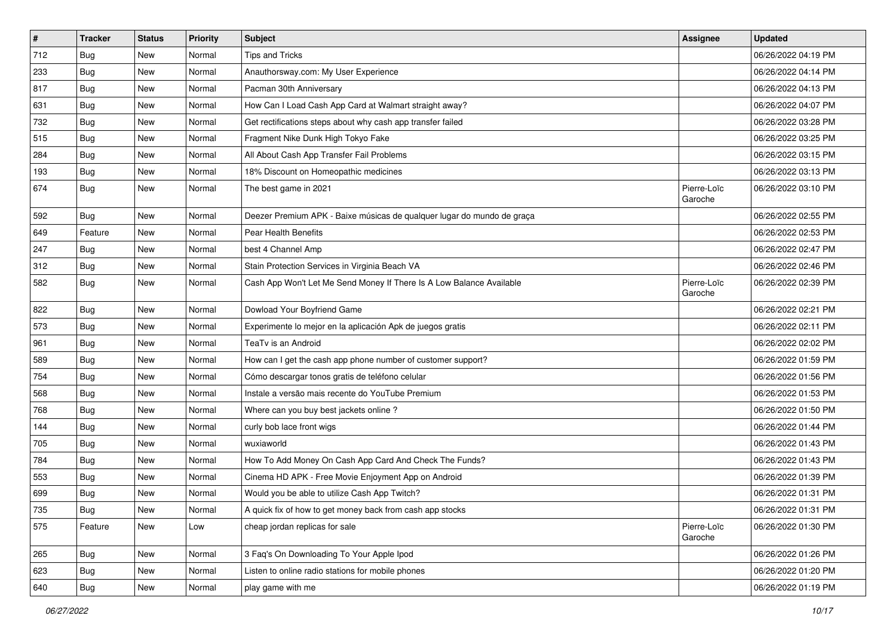| # | Tracker | Status | Priority | Subject | Assignee | Updated |
|---|---|---|---|---|---|---|
| 712 | Bug | New | Normal | Tips and Tricks | | 06/26/2022 04:19 PM |
| 233 | Bug | New | Normal | Anauthorsway.com: My User Experience | | 06/26/2022 04:14 PM |
| 817 | Bug | New | Normal | Pacman 30th Anniversary | | 06/26/2022 04:13 PM |
| 631 | Bug | New | Normal | How Can I Load Cash App Card at Walmart straight away? | | 06/26/2022 04:07 PM |
| 732 | Bug | New | Normal | Get rectifications steps about why cash app transfer failed | | 06/26/2022 03:28 PM |
| 515 | Bug | New | Normal | Fragment Nike Dunk High Tokyo Fake | | 06/26/2022 03:25 PM |
| 284 | Bug | New | Normal | All About Cash App Transfer Fail Problems | | 06/26/2022 03:15 PM |
| 193 | Bug | New | Normal | 18% Discount on Homeopathic medicines | | 06/26/2022 03:13 PM |
| 674 | Bug | New | Normal | The best game in 2021 | Pierre-Loïc Garoche | 06/26/2022 03:10 PM |
| 592 | Bug | New | Normal | Deezer Premium APK - Baixe músicas de qualquer lugar do mundo de graça | | 06/26/2022 02:55 PM |
| 649 | Feature | New | Normal | Pear Health Benefits | | 06/26/2022 02:53 PM |
| 247 | Bug | New | Normal | best 4 Channel Amp | | 06/26/2022 02:47 PM |
| 312 | Bug | New | Normal | Stain Protection Services in Virginia Beach VA | | 06/26/2022 02:46 PM |
| 582 | Bug | New | Normal | Cash App Won't Let Me Send Money If There Is A Low Balance Available | Pierre-Loïc Garoche | 06/26/2022 02:39 PM |
| 822 | Bug | New | Normal | Dowload Your Boyfriend Game | | 06/26/2022 02:21 PM |
| 573 | Bug | New | Normal | Experimente lo mejor en la aplicación Apk de juegos gratis | | 06/26/2022 02:11 PM |
| 961 | Bug | New | Normal | TeaTv is an Android | | 06/26/2022 02:02 PM |
| 589 | Bug | New | Normal | How can I get the cash app phone number of customer support? | | 06/26/2022 01:59 PM |
| 754 | Bug | New | Normal | Cómo descargar tonos gratis de teléfono celular | | 06/26/2022 01:56 PM |
| 568 | Bug | New | Normal | Instale a versão mais recente do YouTube Premium | | 06/26/2022 01:53 PM |
| 768 | Bug | New | Normal | Where can you buy best jackets online ? | | 06/26/2022 01:50 PM |
| 144 | Bug | New | Normal | curly bob lace front wigs | | 06/26/2022 01:44 PM |
| 705 | Bug | New | Normal | wuxiaworld | | 06/26/2022 01:43 PM |
| 784 | Bug | New | Normal | How To Add Money On Cash App Card And Check The Funds? | | 06/26/2022 01:43 PM |
| 553 | Bug | New | Normal | Cinema HD APK - Free Movie Enjoyment App on Android | | 06/26/2022 01:39 PM |
| 699 | Bug | New | Normal | Would you be able to utilize Cash App Twitch? | | 06/26/2022 01:31 PM |
| 735 | Bug | New | Normal | A quick fix of how to get money back from cash app stocks | | 06/26/2022 01:31 PM |
| 575 | Feature | New | Low | cheap jordan replicas for sale | Pierre-Loïc Garoche | 06/26/2022 01:30 PM |
| 265 | Bug | New | Normal | 3 Faq's On Downloading To Your Apple Ipod | | 06/26/2022 01:26 PM |
| 623 | Bug | New | Normal | Listen to online radio stations for mobile phones | | 06/26/2022 01:20 PM |
| 640 | Bug | New | Normal | play game with me | | 06/26/2022 01:19 PM |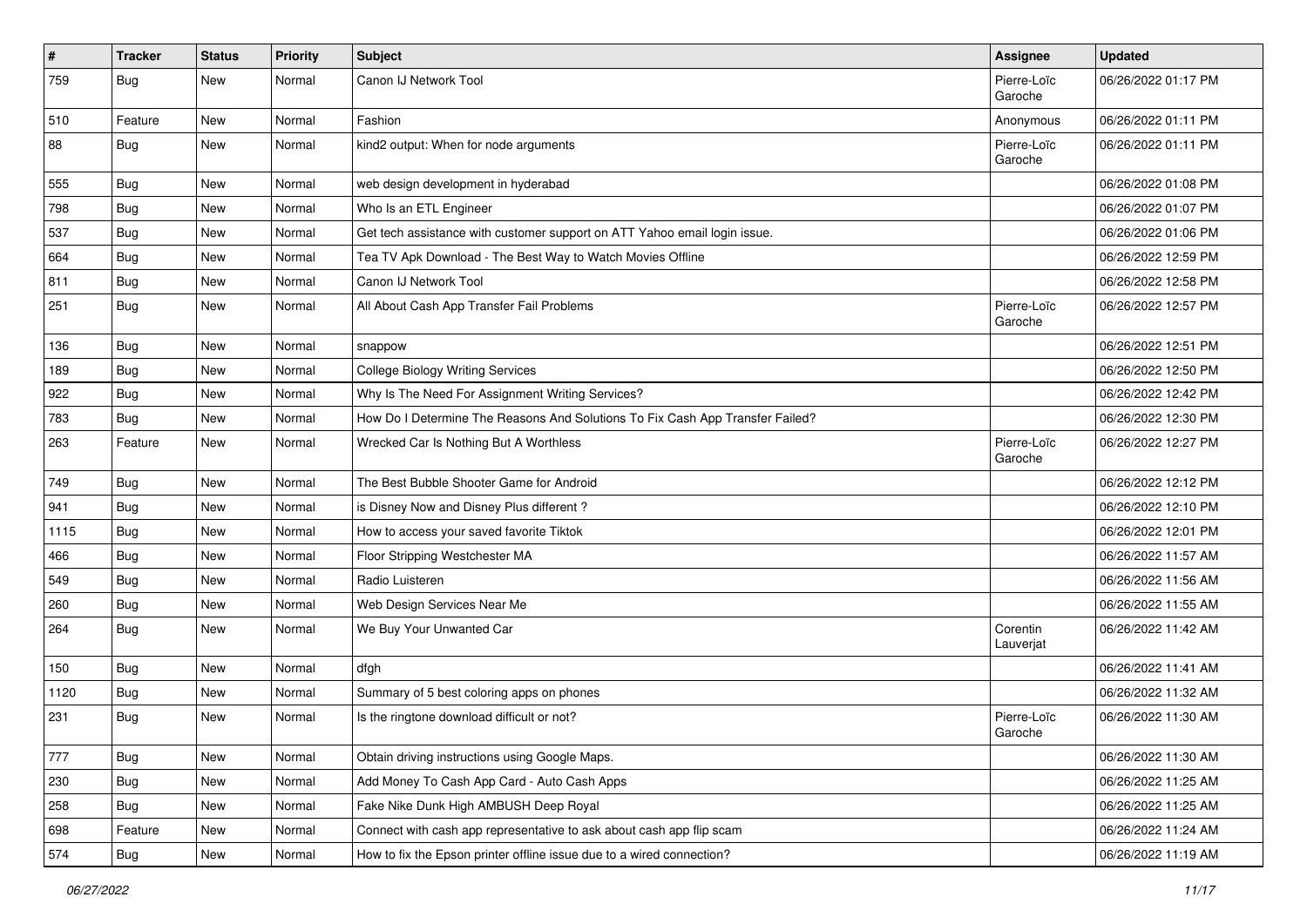| # | Tracker | Status | Priority | Subject | Assignee | Updated |
|---|---|---|---|---|---|---|
| 759 | Bug | New | Normal | Canon IJ Network Tool | Pierre-Loïc Garoche | 06/26/2022 01:17 PM |
| 510 | Feature | New | Normal | Fashion | Anonymous | 06/26/2022 01:11 PM |
| 88 | Bug | New | Normal | kind2 output: When for node arguments | Pierre-Loïc Garoche | 06/26/2022 01:11 PM |
| 555 | Bug | New | Normal | web design development in hyderabad | | 06/26/2022 01:08 PM |
| 798 | Bug | New | Normal | Who Is an ETL Engineer | | 06/26/2022 01:07 PM |
| 537 | Bug | New | Normal | Get tech assistance with customer support on ATT Yahoo email login issue. | | 06/26/2022 01:06 PM |
| 664 | Bug | New | Normal | Tea TV Apk Download - The Best Way to Watch Movies Offline | | 06/26/2022 12:59 PM |
| 811 | Bug | New | Normal | Canon IJ Network Tool | | 06/26/2022 12:58 PM |
| 251 | Bug | New | Normal | All About Cash App Transfer Fail Problems | Pierre-Loïc Garoche | 06/26/2022 12:57 PM |
| 136 | Bug | New | Normal | snappow | | 06/26/2022 12:51 PM |
| 189 | Bug | New | Normal | College Biology Writing Services | | 06/26/2022 12:50 PM |
| 922 | Bug | New | Normal | Why Is The Need For Assignment Writing Services? | | 06/26/2022 12:42 PM |
| 783 | Bug | New | Normal | How Do I Determine The Reasons And Solutions To Fix Cash App Transfer Failed? | | 06/26/2022 12:30 PM |
| 263 | Feature | New | Normal | Wrecked Car Is Nothing But A Worthless | Pierre-Loïc Garoche | 06/26/2022 12:27 PM |
| 749 | Bug | New | Normal | The Best Bubble Shooter Game for Android | | 06/26/2022 12:12 PM |
| 941 | Bug | New | Normal | is Disney Now and Disney Plus different ? | | 06/26/2022 12:10 PM |
| 1115 | Bug | New | Normal | How to access your saved favorite Tiktok | | 06/26/2022 12:01 PM |
| 466 | Bug | New | Normal | Floor Stripping Westchester MA | | 06/26/2022 11:57 AM |
| 549 | Bug | New | Normal | Radio Luisteren | | 06/26/2022 11:56 AM |
| 260 | Bug | New | Normal | Web Design Services Near Me | | 06/26/2022 11:55 AM |
| 264 | Bug | New | Normal | We Buy Your Unwanted Car | Corentin Lauverjat | 06/26/2022 11:42 AM |
| 150 | Bug | New | Normal | dfgh | | 06/26/2022 11:41 AM |
| 1120 | Bug | New | Normal | Summary of 5 best coloring apps on phones | | 06/26/2022 11:32 AM |
| 231 | Bug | New | Normal | Is the ringtone download difficult or not? | Pierre-Loïc Garoche | 06/26/2022 11:30 AM |
| 777 | Bug | New | Normal | Obtain driving instructions using Google Maps. | | 06/26/2022 11:30 AM |
| 230 | Bug | New | Normal | Add Money To Cash App Card - Auto Cash Apps | | 06/26/2022 11:25 AM |
| 258 | Bug | New | Normal | Fake Nike Dunk High AMBUSH Deep Royal | | 06/26/2022 11:25 AM |
| 698 | Feature | New | Normal | Connect with cash app representative to ask about cash app flip scam | | 06/26/2022 11:24 AM |
| 574 | Bug | New | Normal | How to fix the Epson printer offline issue due to a wired connection? | | 06/26/2022 11:19 AM |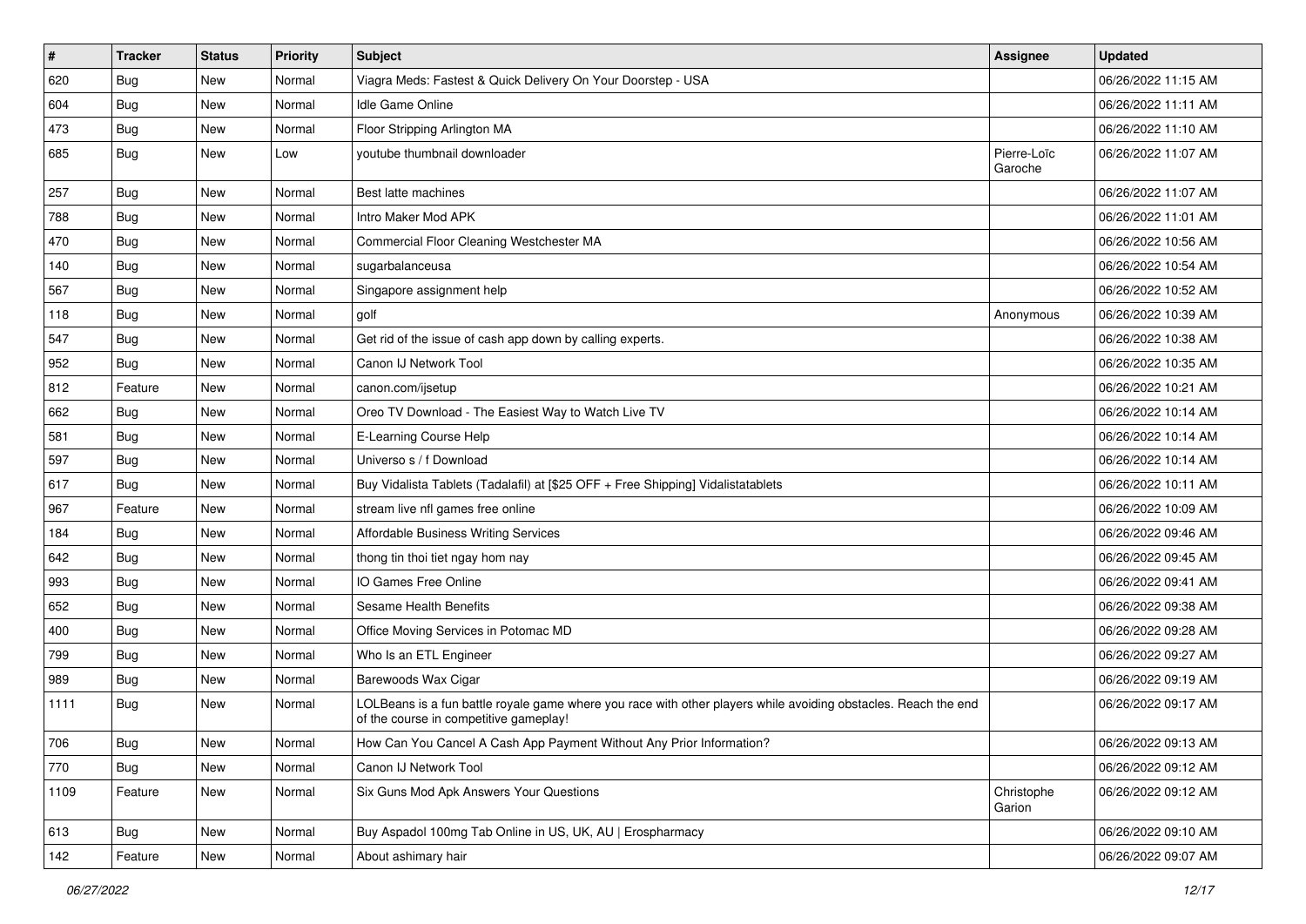| # | Tracker | Status | Priority | Subject | Assignee | Updated |
|---|---|---|---|---|---|---|
| 620 | Bug | New | Normal | Viagra Meds: Fastest & Quick Delivery On Your Doorstep - USA | | 06/26/2022 11:15 AM |
| 604 | Bug | New | Normal | Idle Game Online | | 06/26/2022 11:11 AM |
| 473 | Bug | New | Normal | Floor Stripping Arlington MA | | 06/26/2022 11:10 AM |
| 685 | Bug | New | Low | youtube thumbnail downloader | Pierre-Loïc Garoche | 06/26/2022 11:07 AM |
| 257 | Bug | New | Normal | Best latte machines | | 06/26/2022 11:07 AM |
| 788 | Bug | New | Normal | Intro Maker Mod APK | | 06/26/2022 11:01 AM |
| 470 | Bug | New | Normal | Commercial Floor Cleaning Westchester MA | | 06/26/2022 10:56 AM |
| 140 | Bug | New | Normal | sugarbalanceusa | | 06/26/2022 10:54 AM |
| 567 | Bug | New | Normal | Singapore assignment help | | 06/26/2022 10:52 AM |
| 118 | Bug | New | Normal | golf | Anonymous | 06/26/2022 10:39 AM |
| 547 | Bug | New | Normal | Get rid of the issue of cash app down by calling experts. | | 06/26/2022 10:38 AM |
| 952 | Bug | New | Normal | Canon IJ Network Tool | | 06/26/2022 10:35 AM |
| 812 | Feature | New | Normal | canon.com/ijsetup | | 06/26/2022 10:21 AM |
| 662 | Bug | New | Normal | Oreo TV Download - The Easiest Way to Watch Live TV | | 06/26/2022 10:14 AM |
| 581 | Bug | New | Normal | E-Learning Course Help | | 06/26/2022 10:14 AM |
| 597 | Bug | New | Normal | Universo s / f Download | | 06/26/2022 10:14 AM |
| 617 | Bug | New | Normal | Buy Vidalista Tablets (Tadalafil) at [$25 OFF + Free Shipping] Vidalistatablets | | 06/26/2022 10:11 AM |
| 967 | Feature | New | Normal | stream live nfl games free online | | 06/26/2022 10:09 AM |
| 184 | Bug | New | Normal | Affordable Business Writing Services | | 06/26/2022 09:46 AM |
| 642 | Bug | New | Normal | thong tin thoi tiet ngay hom nay | | 06/26/2022 09:45 AM |
| 993 | Bug | New | Normal | IO Games Free Online | | 06/26/2022 09:41 AM |
| 652 | Bug | New | Normal | Sesame Health Benefits | | 06/26/2022 09:38 AM |
| 400 | Bug | New | Normal | Office Moving Services in Potomac MD | | 06/26/2022 09:28 AM |
| 799 | Bug | New | Normal | Who Is an ETL Engineer | | 06/26/2022 09:27 AM |
| 989 | Bug | New | Normal | Barewoods Wax Cigar | | 06/26/2022 09:19 AM |
| 1111 | Bug | New | Normal | LOLBeans is a fun battle royale game where you race with other players while avoiding obstacles. Reach the end of the course in competitive gameplay! | | 06/26/2022 09:17 AM |
| 706 | Bug | New | Normal | How Can You Cancel A Cash App Payment Without Any Prior Information? | | 06/26/2022 09:13 AM |
| 770 | Bug | New | Normal | Canon IJ Network Tool | | 06/26/2022 09:12 AM |
| 1109 | Feature | New | Normal | Six Guns Mod Apk Answers Your Questions | Christophe Garion | 06/26/2022 09:12 AM |
| 613 | Bug | New | Normal | Buy Aspadol 100mg Tab Online in US, UK, AU \| Erospharmacy | | 06/26/2022 09:10 AM |
| 142 | Feature | New | Normal | About ashimary hair | | 06/26/2022 09:07 AM |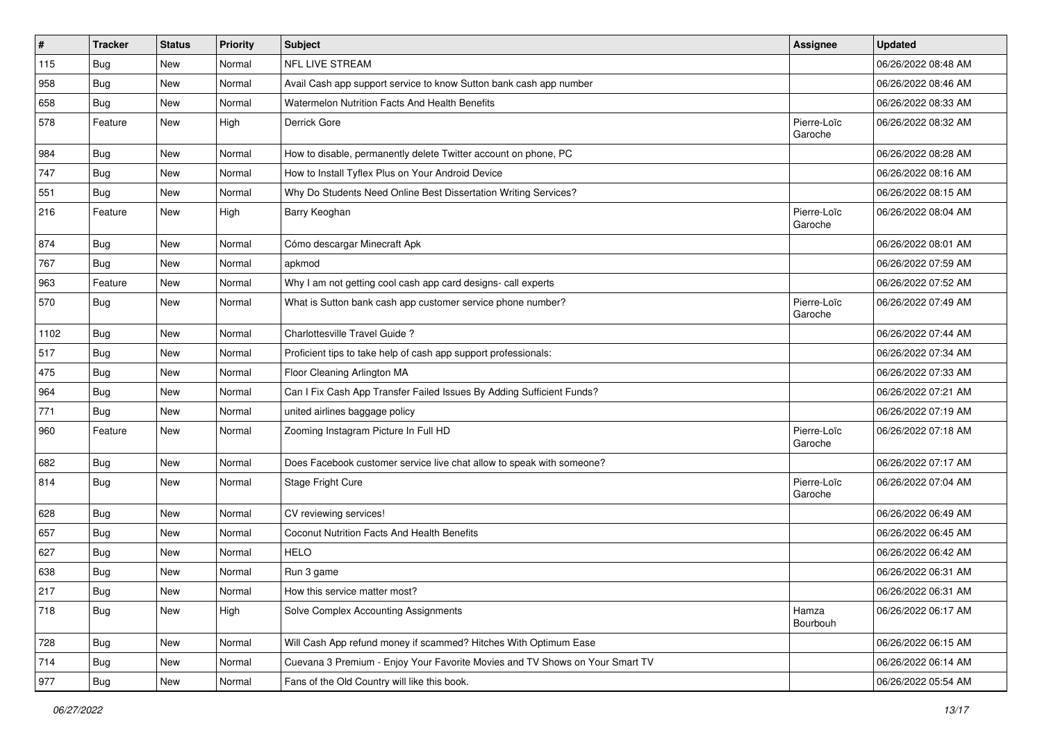| # | Tracker | Status | Priority | Subject | Assignee | Updated |
|---|---|---|---|---|---|---|
| 115 | Bug | New | Normal | NFL LIVE STREAM | | 06/26/2022 08:48 AM |
| 958 | Bug | New | Normal | Avail Cash app support service to know Sutton bank cash app number | | 06/26/2022 08:46 AM |
| 658 | Bug | New | Normal | Watermelon Nutrition Facts And Health Benefits | | 06/26/2022 08:33 AM |
| 578 | Feature | New | High | Derrick Gore | Pierre-Loïc Garoche | 06/26/2022 08:32 AM |
| 984 | Bug | New | Normal | How to disable, permanently delete Twitter account on phone, PC | | 06/26/2022 08:28 AM |
| 747 | Bug | New | Normal | How to Install Tyflex Plus on Your Android Device | | 06/26/2022 08:16 AM |
| 551 | Bug | New | Normal | Why Do Students Need Online Best Dissertation Writing Services? | | 06/26/2022 08:15 AM |
| 216 | Feature | New | High | Barry Keoghan | Pierre-Loïc Garoche | 06/26/2022 08:04 AM |
| 874 | Bug | New | Normal | Cómo descargar Minecraft Apk | | 06/26/2022 08:01 AM |
| 767 | Bug | New | Normal | apkmod | | 06/26/2022 07:59 AM |
| 963 | Feature | New | Normal | Why I am not getting cool cash app card designs- call experts | | 06/26/2022 07:52 AM |
| 570 | Bug | New | Normal | What is Sutton bank cash app customer service phone number? | Pierre-Loïc Garoche | 06/26/2022 07:49 AM |
| 1102 | Bug | New | Normal | Charlottesville Travel Guide ? | | 06/26/2022 07:44 AM |
| 517 | Bug | New | Normal | Proficient tips to take help of cash app support professionals: | | 06/26/2022 07:34 AM |
| 475 | Bug | New | Normal | Floor Cleaning Arlington MA | | 06/26/2022 07:33 AM |
| 964 | Bug | New | Normal | Can I Fix Cash App Transfer Failed Issues By Adding Sufficient Funds? | | 06/26/2022 07:21 AM |
| 771 | Bug | New | Normal | united airlines baggage policy | | 06/26/2022 07:19 AM |
| 960 | Feature | New | Normal | Zooming Instagram Picture In Full HD | Pierre-Loïc Garoche | 06/26/2022 07:18 AM |
| 682 | Bug | New | Normal | Does Facebook customer service live chat allow to speak with someone? | | 06/26/2022 07:17 AM |
| 814 | Bug | New | Normal | Stage Fright Cure | Pierre-Loïc Garoche | 06/26/2022 07:04 AM |
| 628 | Bug | New | Normal | CV reviewing services! | | 06/26/2022 06:49 AM |
| 657 | Bug | New | Normal | Coconut Nutrition Facts And Health Benefits | | 06/26/2022 06:45 AM |
| 627 | Bug | New | Normal | HELO | | 06/26/2022 06:42 AM |
| 638 | Bug | New | Normal | Run 3 game | | 06/26/2022 06:31 AM |
| 217 | Bug | New | Normal | How this service matter most? | | 06/26/2022 06:31 AM |
| 718 | Bug | New | High | Solve Complex Accounting Assignments | Hamza Bourbouh | 06/26/2022 06:17 AM |
| 728 | Bug | New | Normal | Will Cash App refund money if scammed? Hitches With Optimum Ease | | 06/26/2022 06:15 AM |
| 714 | Bug | New | Normal | Cuevana 3 Premium - Enjoy Your Favorite Movies and TV Shows on Your Smart TV | | 06/26/2022 06:14 AM |
| 977 | Bug | New | Normal | Fans of the Old Country will like this book. | | 06/26/2022 05:54 AM |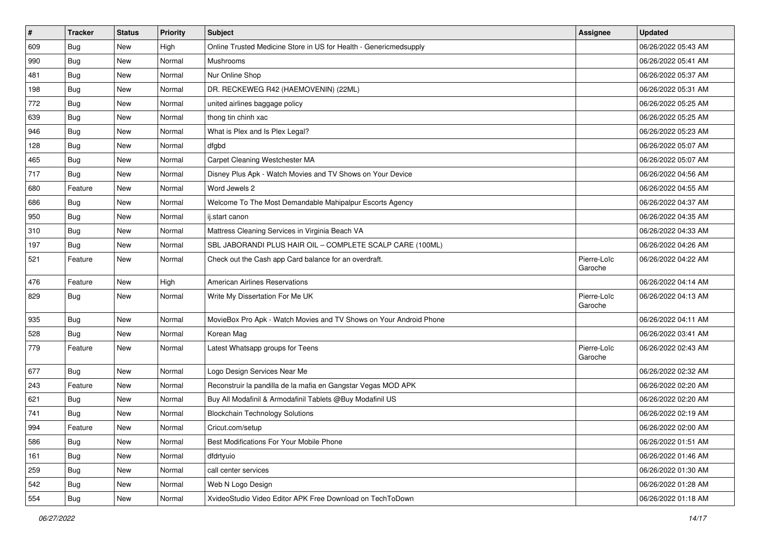| # | Tracker | Status | Priority | Subject | Assignee | Updated |
|---|---|---|---|---|---|---|
| 609 | Bug | New | High | Online Trusted Medicine Store in US for Health - Genericmedsupply | | 06/26/2022 05:43 AM |
| 990 | Bug | New | Normal | Mushrooms | | 06/26/2022 05:41 AM |
| 481 | Bug | New | Normal | Nur Online Shop | | 06/26/2022 05:37 AM |
| 198 | Bug | New | Normal | DR. RECKEWEG R42 (HAEMOVENIN) (22ML) | | 06/26/2022 05:31 AM |
| 772 | Bug | New | Normal | united airlines baggage policy | | 06/26/2022 05:25 AM |
| 639 | Bug | New | Normal | thong tin chinh xac | | 06/26/2022 05:25 AM |
| 946 | Bug | New | Normal | What is Plex and Is Plex Legal? | | 06/26/2022 05:23 AM |
| 128 | Bug | New | Normal | dfgbd | | 06/26/2022 05:07 AM |
| 465 | Bug | New | Normal | Carpet Cleaning Westchester MA | | 06/26/2022 05:07 AM |
| 717 | Bug | New | Normal | Disney Plus Apk - Watch Movies and TV Shows on Your Device | | 06/26/2022 04:56 AM |
| 680 | Feature | New | Normal | Word Jewels 2 | | 06/26/2022 04:55 AM |
| 686 | Bug | New | Normal | Welcome To The Most Demandable Mahipalpur Escorts Agency | | 06/26/2022 04:37 AM |
| 950 | Bug | New | Normal | ij.start canon | | 06/26/2022 04:35 AM |
| 310 | Bug | New | Normal | Mattress Cleaning Services in Virginia Beach VA | | 06/26/2022 04:33 AM |
| 197 | Bug | New | Normal | SBL JABORANDI PLUS HAIR OIL – COMPLETE SCALP CARE (100ML) | | 06/26/2022 04:26 AM |
| 521 | Feature | New | Normal | Check out the Cash app Card balance for an overdraft. | Pierre-Loïc Garoche | 06/26/2022 04:22 AM |
| 476 | Feature | New | High | American Airlines Reservations | | 06/26/2022 04:14 AM |
| 829 | Bug | New | Normal | Write My Dissertation For Me UK | Pierre-Loïc Garoche | 06/26/2022 04:13 AM |
| 935 | Bug | New | Normal | MovieBox Pro Apk - Watch Movies and TV Shows on Your Android Phone | | 06/26/2022 04:11 AM |
| 528 | Bug | New | Normal | Korean Mag | | 06/26/2022 03:41 AM |
| 779 | Feature | New | Normal | Latest Whatsapp groups for Teens | Pierre-Loïc Garoche | 06/26/2022 02:43 AM |
| 677 | Bug | New | Normal | Logo Design Services Near Me | | 06/26/2022 02:32 AM |
| 243 | Feature | New | Normal | Reconstruir la pandilla de la mafia en Gangstar Vegas MOD APK | | 06/26/2022 02:20 AM |
| 621 | Bug | New | Normal | Buy All Modafinil & Armodafinil Tablets @Buy Modafinil US | | 06/26/2022 02:20 AM |
| 741 | Bug | New | Normal | Blockchain Technology Solutions | | 06/26/2022 02:19 AM |
| 994 | Feature | New | Normal | Cricut.com/setup | | 06/26/2022 02:00 AM |
| 586 | Bug | New | Normal | Best Modifications For Your Mobile Phone | | 06/26/2022 01:51 AM |
| 161 | Bug | New | Normal | dfdrtyuio | | 06/26/2022 01:46 AM |
| 259 | Bug | New | Normal | call center services | | 06/26/2022 01:30 AM |
| 542 | Bug | New | Normal | Web N Logo Design | | 06/26/2022 01:28 AM |
| 554 | Bug | New | Normal | XvideoStudio Video Editor APK Free Download on TechToDown | | 06/26/2022 01:18 AM |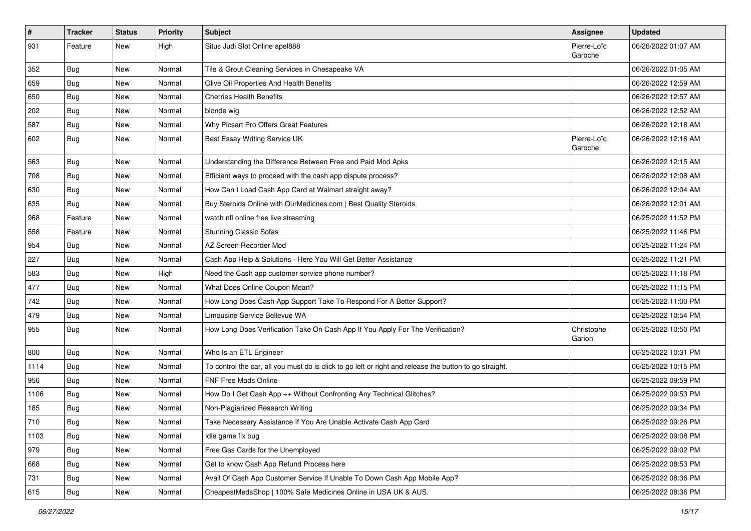| # | Tracker | Status | Priority | Subject | Assignee | Updated |
|---|---|---|---|---|---|---|
| 931 | Feature | New | High | Situs Judi Slot Online apel888 | Pierre-Loïc Garoche | 06/26/2022 01:07 AM |
| 352 | Bug | New | Normal | Tile & Grout Cleaning Services in Chesapeake VA | | 06/26/2022 01:05 AM |
| 659 | Bug | New | Normal | Olive Oil Properties And Health Benefits | | 06/26/2022 12:59 AM |
| 650 | Bug | New | Normal | Cherries Health Benefits | | 06/26/2022 12:57 AM |
| 202 | Bug | New | Normal | blonde wig | | 06/26/2022 12:52 AM |
| 587 | Bug | New | Normal | Why Picsart Pro Offers Great Features | | 06/26/2022 12:18 AM |
| 602 | Bug | New | Normal | Best Essay Writing Service UK | Pierre-Loïc Garoche | 06/26/2022 12:16 AM |
| 563 | Bug | New | Normal | Understanding the Difference Between Free and Paid Mod Apks | | 06/26/2022 12:15 AM |
| 708 | Bug | New | Normal | Efficient ways to proceed with the cash app dispute process? | | 06/26/2022 12:08 AM |
| 630 | Bug | New | Normal | How Can I Load Cash App Card at Walmart straight away? | | 06/26/2022 12:04 AM |
| 635 | Bug | New | Normal | Buy Steroids Online with OurMedicnes.com \| Best Quality Steroids | | 06/26/2022 12:01 AM |
| 968 | Feature | New | Normal | watch nfl online free live streaming | | 06/25/2022 11:52 PM |
| 558 | Feature | New | Normal | Stunning Classic Sofas | | 06/25/2022 11:46 PM |
| 954 | Bug | New | Normal | AZ Screen Recorder Mod | | 06/25/2022 11:24 PM |
| 227 | Bug | New | Normal | Cash App Help & Solutions - Here You Will Get Better Assistance | | 06/25/2022 11:21 PM |
| 583 | Bug | New | High | Need the Cash app customer service phone number? | | 06/25/2022 11:18 PM |
| 477 | Bug | New | Normal | What Does Online Coupon Mean? | | 06/25/2022 11:15 PM |
| 742 | Bug | New | Normal | How Long Does Cash App Support Take To Respond For A Better Support? | | 06/25/2022 11:00 PM |
| 479 | Bug | New | Normal | Limousine Service Bellevue WA | | 06/25/2022 10:54 PM |
| 955 | Bug | New | Normal | How Long Does Verification Take On Cash App If You Apply For The Verification? | Christophe Garion | 06/25/2022 10:50 PM |
| 800 | Bug | New | Normal | Who Is an ETL Engineer | | 06/25/2022 10:31 PM |
| 1114 | Bug | New | Normal | To control the car, all you must do is click to go left or right and release the button to go straight. | | 06/25/2022 10:15 PM |
| 956 | Bug | New | Normal | FNF Free Mods Online | | 06/25/2022 09:59 PM |
| 1106 | Bug | New | Normal | How Do I Get Cash App ++ Without Confronting Any Technical Glitches? | | 06/25/2022 09:53 PM |
| 185 | Bug | New | Normal | Non-Plagiarized Research Writing | | 06/25/2022 09:34 PM |
| 710 | Bug | New | Normal | Take Necessary Assistance If You Are Unable Activate Cash App Card | | 06/25/2022 09:26 PM |
| 1103 | Bug | New | Normal | Idle game fix bug | | 06/25/2022 09:08 PM |
| 979 | Bug | New | Normal | Free Gas Cards for the Unemployed | | 06/25/2022 09:02 PM |
| 668 | Bug | New | Normal | Get to know Cash App Refund Process here | | 06/25/2022 08:53 PM |
| 731 | Bug | New | Normal | Avail Of Cash App Customer Service If Unable To Down Cash App Mobile App? | | 06/25/2022 08:36 PM |
| 615 | Bug | New | Normal | CheapestMedsShop \| 100% Safe Medicines Online in USA UK & AUS. | | 06/25/2022 08:36 PM |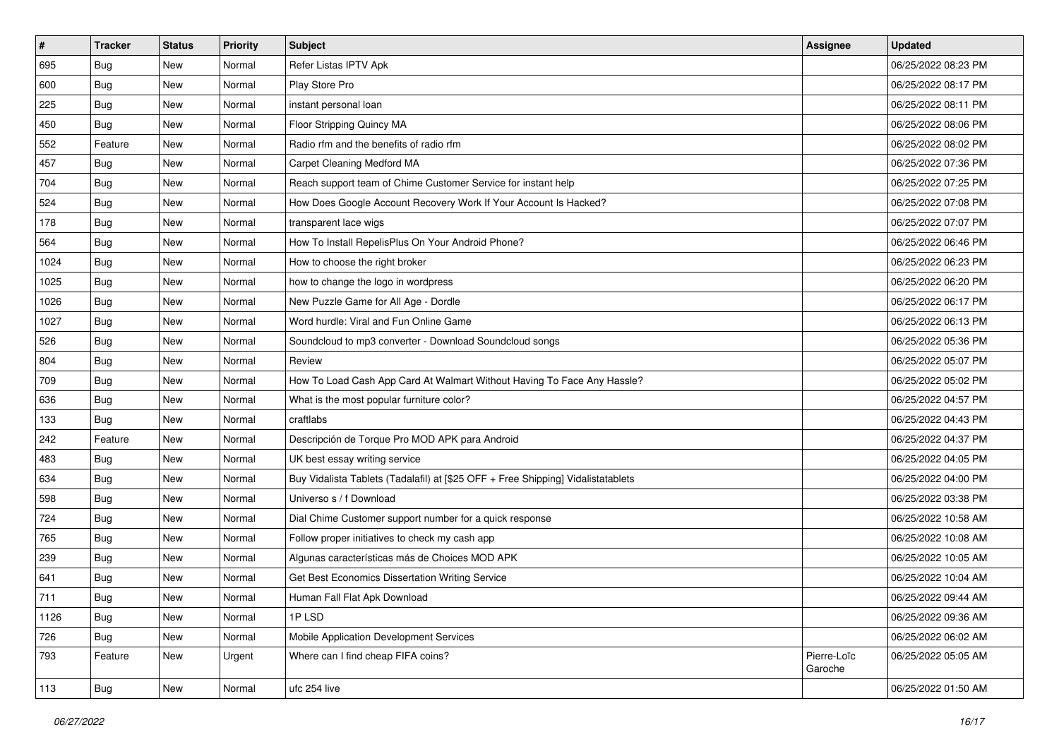| # | Tracker | Status | Priority | Subject | Assignee | Updated |
| --- | --- | --- | --- | --- | --- | --- |
| 695 | Bug | New | Normal | Refer Listas IPTV Apk | | 06/25/2022 08:23 PM |
| 600 | Bug | New | Normal | Play Store Pro | | 06/25/2022 08:17 PM |
| 225 | Bug | New | Normal | instant personal loan | | 06/25/2022 08:11 PM |
| 450 | Bug | New | Normal | Floor Stripping Quincy MA | | 06/25/2022 08:06 PM |
| 552 | Feature | New | Normal | Radio rfm and the benefits of radio rfm | | 06/25/2022 08:02 PM |
| 457 | Bug | New | Normal | Carpet Cleaning Medford MA | | 06/25/2022 07:36 PM |
| 704 | Bug | New | Normal | Reach support team of Chime Customer Service for instant help | | 06/25/2022 07:25 PM |
| 524 | Bug | New | Normal | How Does Google Account Recovery Work If Your Account Is Hacked? | | 06/25/2022 07:08 PM |
| 178 | Bug | New | Normal | transparent lace wigs | | 06/25/2022 07:07 PM |
| 564 | Bug | New | Normal | How To Install RepelisPlus On Your Android Phone? | | 06/25/2022 06:46 PM |
| 1024 | Bug | New | Normal | How to choose the right broker | | 06/25/2022 06:23 PM |
| 1025 | Bug | New | Normal | how to change the logo in wordpress | | 06/25/2022 06:20 PM |
| 1026 | Bug | New | Normal | New Puzzle Game for All Age - Dordle | | 06/25/2022 06:17 PM |
| 1027 | Bug | New | Normal | Word hurdle: Viral and Fun Online Game | | 06/25/2022 06:13 PM |
| 526 | Bug | New | Normal | Soundcloud to mp3 converter - Download Soundcloud songs | | 06/25/2022 05:36 PM |
| 804 | Bug | New | Normal | Review | | 06/25/2022 05:07 PM |
| 709 | Bug | New | Normal | How To Load Cash App Card At Walmart Without Having To Face Any Hassle? | | 06/25/2022 05:02 PM |
| 636 | Bug | New | Normal | What is the most popular furniture color? | | 06/25/2022 04:57 PM |
| 133 | Bug | New | Normal | craftlabs | | 06/25/2022 04:43 PM |
| 242 | Feature | New | Normal | Descripción de Torque Pro MOD APK para Android | | 06/25/2022 04:37 PM |
| 483 | Bug | New | Normal | UK best essay writing service | | 06/25/2022 04:05 PM |
| 634 | Bug | New | Normal | Buy Vidalista Tablets (Tadalafil) at [$25 OFF + Free Shipping] Vidalistatablets | | 06/25/2022 04:00 PM |
| 598 | Bug | New | Normal | Universo s / f Download | | 06/25/2022 03:38 PM |
| 724 | Bug | New | Normal | Dial Chime Customer support number for a quick response | | 06/25/2022 10:58 AM |
| 765 | Bug | New | Normal | Follow proper initiatives to check my cash app | | 06/25/2022 10:08 AM |
| 239 | Bug | New | Normal | Algunas características más de Choices MOD APK | | 06/25/2022 10:05 AM |
| 641 | Bug | New | Normal | Get Best Economics Dissertation Writing Service | | 06/25/2022 10:04 AM |
| 711 | Bug | New | Normal | Human Fall Flat Apk Download | | 06/25/2022 09:44 AM |
| 1126 | Bug | New | Normal | 1P LSD | | 06/25/2022 09:36 AM |
| 726 | Bug | New | Normal | Mobile Application Development Services | | 06/25/2022 06:02 AM |
| 793 | Feature | New | Urgent | Where can I find cheap FIFA coins? | Pierre-Loïc Garoche | 06/25/2022 05:05 AM |
| 113 | Bug | New | Normal | ufc 254 live | | 06/25/2022 01:50 AM |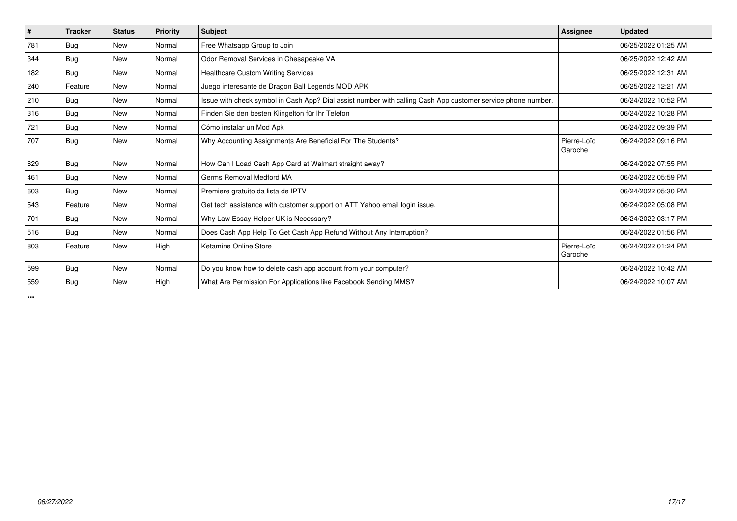| # | Tracker | Status | Priority | Subject | Assignee | Updated |
|---|---|---|---|---|---|---|
| 781 | Bug | New | Normal | Free Whatsapp Group to Join | | 06/25/2022 01:25 AM |
| 344 | Bug | New | Normal | Odor Removal Services in Chesapeake VA | | 06/25/2022 12:42 AM |
| 182 | Bug | New | Normal | Healthcare Custom Writing Services | | 06/25/2022 12:31 AM |
| 240 | Feature | New | Normal | Juego interesante de Dragon Ball Legends MOD APK | | 06/25/2022 12:21 AM |
| 210 | Bug | New | Normal | Issue with check symbol in Cash App? Dial assist number with calling Cash App customer service phone number. | | 06/24/2022 10:52 PM |
| 316 | Bug | New | Normal | Finden Sie den besten Klingelton für Ihr Telefon | | 06/24/2022 10:28 PM |
| 721 | Bug | New | Normal | Cómo instalar un Mod Apk | | 06/24/2022 09:39 PM |
| 707 | Bug | New | Normal | Why Accounting Assignments Are Beneficial For The Students? | Pierre-Loïc Garoche | 06/24/2022 09:16 PM |
| 629 | Bug | New | Normal | How Can I Load Cash App Card at Walmart straight away? | | 06/24/2022 07:55 PM |
| 461 | Bug | New | Normal | Germs Removal Medford MA | | 06/24/2022 05:59 PM |
| 603 | Bug | New | Normal | Premiere gratuito da lista de IPTV | | 06/24/2022 05:30 PM |
| 543 | Feature | New | Normal | Get tech assistance with customer support on ATT Yahoo email login issue. | | 06/24/2022 05:08 PM |
| 701 | Bug | New | Normal | Why Law Essay Helper UK is Necessary? | | 06/24/2022 03:17 PM |
| 516 | Bug | New | Normal | Does Cash App Help To Get Cash App Refund Without Any Interruption? | | 06/24/2022 01:56 PM |
| 803 | Feature | New | High | Ketamine Online Store | Pierre-Loïc Garoche | 06/24/2022 01:24 PM |
| 599 | Bug | New | Normal | Do you know how to delete cash app account from your computer? | | 06/24/2022 10:42 AM |
| 559 | Bug | New | High | What Are Permission For Applications like Facebook Sending MMS? | | 06/24/2022 10:07 AM |

...